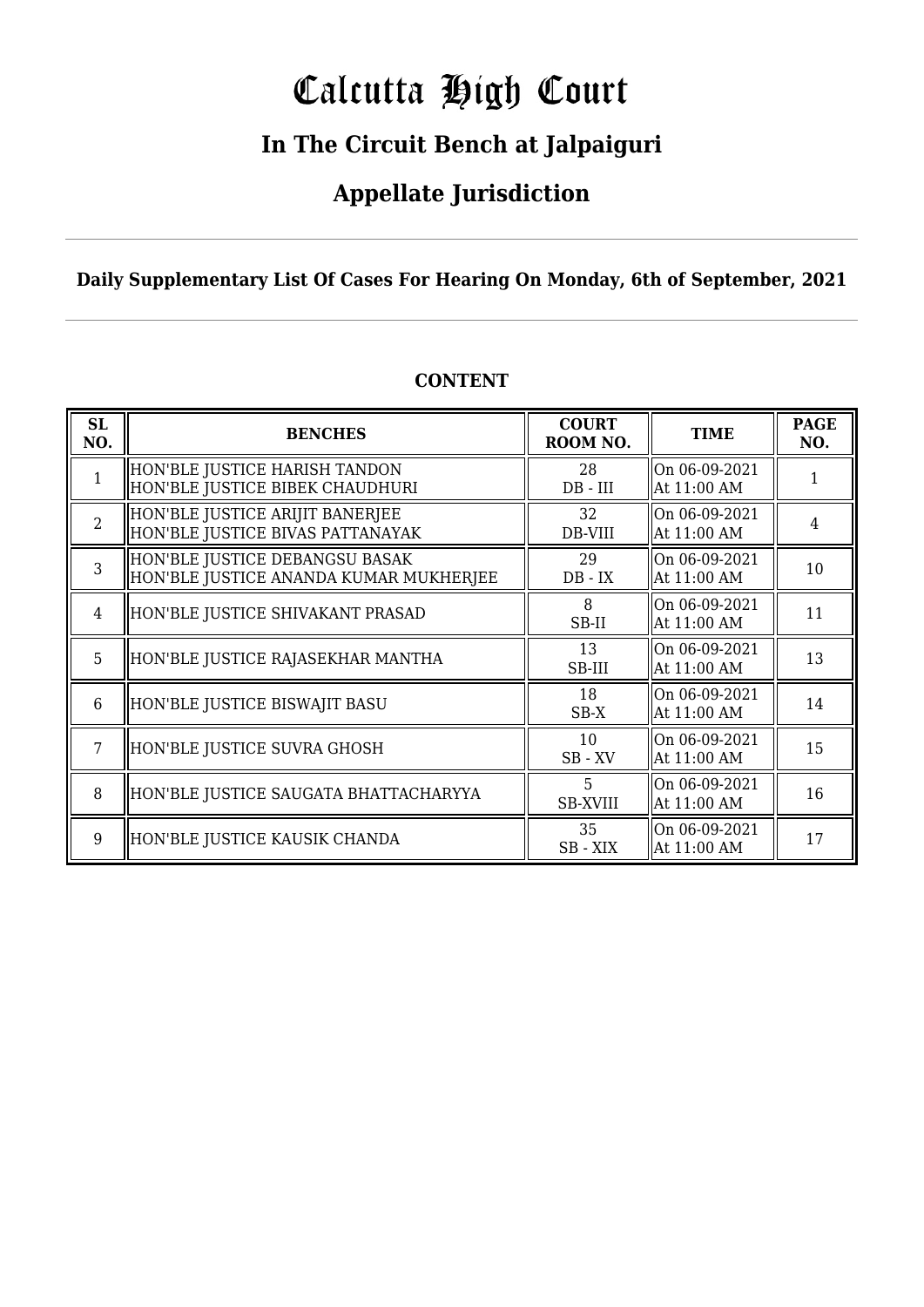# Calcutta High Court

## In The Circuit Bench at Jalpaiguri

## Appellate Jurisdiction

**Daily Supplementary List Of Cases For Hearing On Monday, 6th of September, 2021**

### CONTENT

| SL NO. | BENCHES | COURT ROOM NO. | TIME | PAGE NO. |
|---|---|---|---|---|
| 1 | HON'BLE JUSTICE HARISH TANDON<br>HON'BLE JUSTICE BIBEK CHAUDHURI | 28<br>DB - III | On 06-09-2021<br>At 11:00 AM | 1 |
| 2 | HON'BLE JUSTICE ARIJIT BANERJEE<br>HON'BLE JUSTICE BIVAS PATTANAYAK | 32<br>DB-VIII | On 06-09-2021<br>At 11:00 AM | 4 |
| 3 | HON'BLE JUSTICE DEBANGSU BASAK<br>HON'BLE JUSTICE ANANDA KUMAR MUKHERJEE | 29<br>DB - IX | On 06-09-2021<br>At 11:00 AM | 10 |
| 4 | HON'BLE JUSTICE SHIVAKANT PRASAD | 8<br>SB-II | On 06-09-2021<br>At 11:00 AM | 11 |
| 5 | HON'BLE JUSTICE RAJASEKHAR MANTHA | 13<br>SB-III | On 06-09-2021<br>At 11:00 AM | 13 |
| 6 | HON'BLE JUSTICE BISWAJIT BASU | 18<br>SB-X | On 06-09-2021<br>At 11:00 AM | 14 |
| 7 | HON'BLE JUSTICE SUVRA GHOSH | 10<br>SB - XV | On 06-09-2021<br>At 11:00 AM | 15 |
| 8 | HON'BLE JUSTICE SAUGATA BHATTACHARYYA | 5<br>SB-XVIII | On 06-09-2021<br>At 11:00 AM | 16 |
| 9 | HON'BLE JUSTICE KAUSIK CHANDA | 35<br>SB - XIX | On 06-09-2021<br>At 11:00 AM | 17 |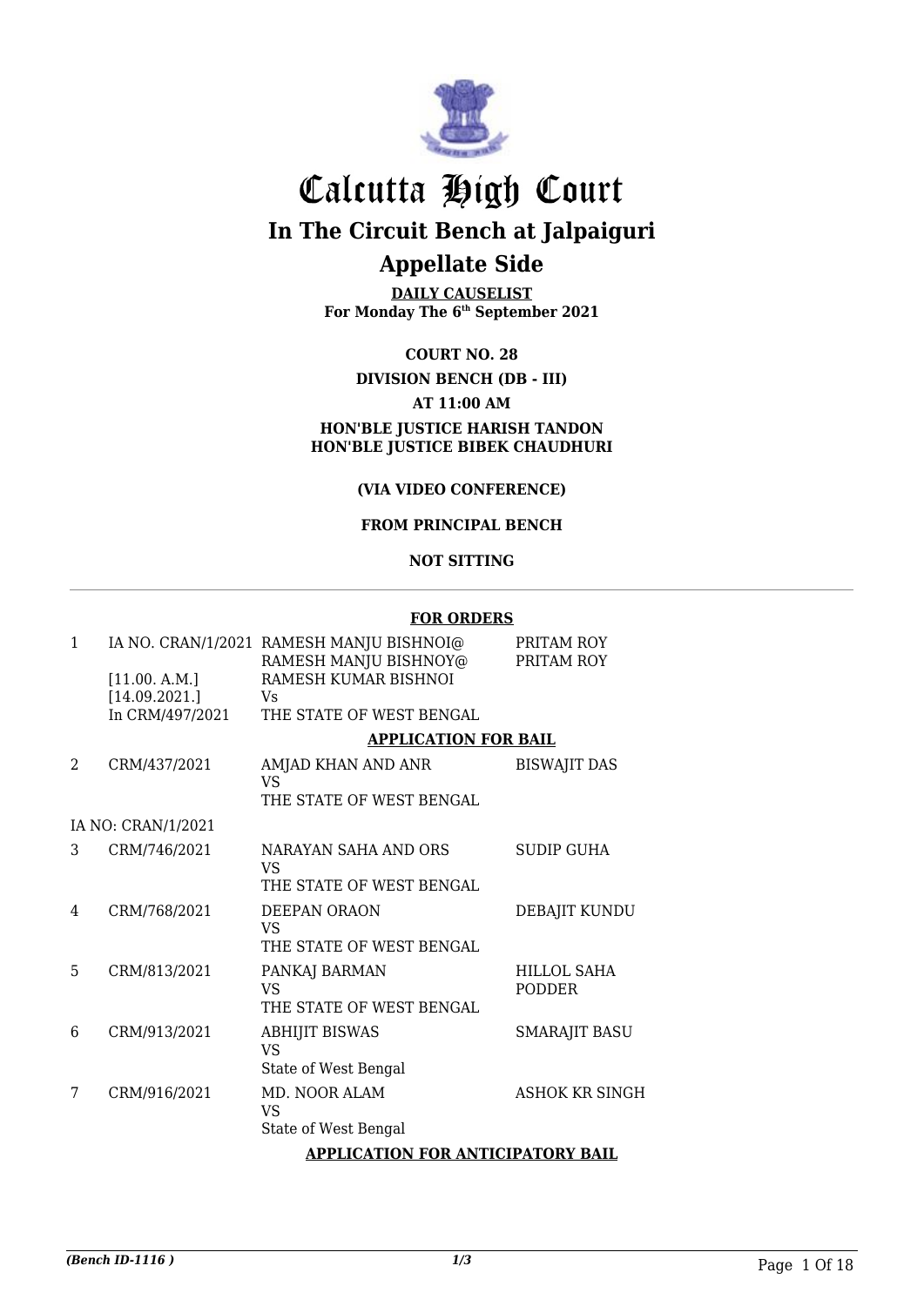# Calcutta High Court

## In The Circuit Bench at Jalpaiguri

## Appellate Side

**DAILY CAUSELIST**
**For Monday The 6th September 2021**

**COURT NO. 28**

**DIVISION BENCH (DB - III)**

**AT 11:00 AM**

**HON'BLE JUSTICE HARISH TANDON**
**HON'BLE JUSTICE BIBEK CHAUDHURI**

**(VIA VIDEO CONFERENCE)**

**FROM PRINCIPAL BENCH**

**NOT SITTING**

---

**FOR ORDERS**

| | | | |
|---|---|---|---|
| 1 | IA NO. CRAN/1/2021<br>[11.00. A.M.]<br>[14.09.2021.]<br>In CRM/497/2021 | RAMESH MANJU BISHNOI@<br>RAMESH MANJU BISHNOY@<br>RAMESH KUMAR BISHNOI<br>Vs<br>THE STATE OF WEST BENGAL | PRITAM ROY<br>PRITAM ROY |

**APPLICATION FOR BAIL**

| | | | |
|---|---|---|---|
| 2 | CRM/437/2021 | AMJAD KHAN AND ANR<br>VS<br>THE STATE OF WEST BENGAL | BISWAJIT DAS |
| | IA NO: CRAN/1/2021 | | |
| 3 | CRM/746/2021 | NARAYAN SAHA AND ORS<br>VS<br>THE STATE OF WEST BENGAL | SUDIP GUHA |
| 4 | CRM/768/2021 | DEEPAN ORAON<br>VS<br>THE STATE OF WEST BENGAL | DEBAJIT KUNDU |
| 5 | CRM/813/2021 | PANKAJ BARMAN<br>VS<br>THE STATE OF WEST BENGAL | HILLOL SAHA<br>PODDER |
| 6 | CRM/913/2021 | ABHIJIT BISWAS<br>VS<br>State of West Bengal | SMARAJIT BASU |
| 7 | CRM/916/2021 | MD. NOOR ALAM<br>VS<br>State of West Bengal | ASHOK KR SINGH |

**APPLICATION FOR ANTICIPATORY BAIL**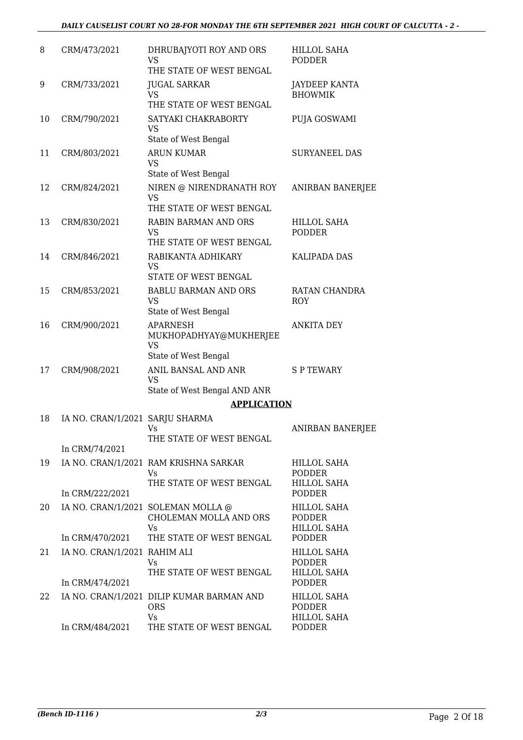| | | | |
|---|---|---|---|
| 8 | CRM/473/2021 | DHRUBAJYOTI ROY AND ORS<br>VS<br>THE STATE OF WEST BENGAL | HILLOL SAHA PODDER |
| 9 | CRM/733/2021 | JUGAL SARKAR<br>VS<br>THE STATE OF WEST BENGAL | JAYDEEP KANTA BHOWMIK |
| 10 | CRM/790/2021 | SATYAKI CHAKRABORTY<br>VS<br>State of West Bengal | PUJA GOSWAMI |
| 11 | CRM/803/2021 | ARUN KUMAR<br>VS<br>State of West Bengal | SURYANEEL DAS |
| 12 | CRM/824/2021 | NIREN @ NIRENDRANATH ROY<br>VS<br>THE STATE OF WEST BENGAL | ANIRBAN BANERJEE |
| 13 | CRM/830/2021 | RABIN BARMAN AND ORS<br>VS<br>THE STATE OF WEST BENGAL | HILLOL SAHA PODDER |
| 14 | CRM/846/2021 | RABIKANTA ADHIKARY<br>VS<br>STATE OF WEST BENGAL | KALIPADA DAS |
| 15 | CRM/853/2021 | BABLU BARMAN AND ORS<br>VS<br>State of West Bengal | RATAN CHANDRA ROY |
| 16 | CRM/900/2021 | APARNESH MUKHOPADHYAY@MUKHERJEE<br>VS<br>State of West Bengal | ANKITA DEY |
| 17 | CRM/908/2021 | ANIL BANSAL AND ANR<br>VS<br>State of West Bengal AND ANR | S P TEWARY |

## APPLICATION

| | | | |
|---|---|---|---|
| 18 | IA NO. CRAN/1/2021<br>In CRM/74/2021 | SARJU SHARMA<br>Vs<br>THE STATE OF WEST BENGAL | ANIRBAN BANERJEE |
| 19 | IA NO. CRAN/1/2021<br>In CRM/222/2021 | RAM KRISHNA SARKAR<br>Vs<br>THE STATE OF WEST BENGAL | HILLOL SAHA PODDER<br>HILLOL SAHA PODDER |
| 20 | IA NO. CRAN/1/2021<br>In CRM/470/2021 | SOLEMAN MOLLA @ CHOLEMAN MOLLA AND ORS<br>Vs<br>THE STATE OF WEST BENGAL | HILLOL SAHA PODDER<br>HILLOL SAHA PODDER |
| 21 | IA NO. CRAN/1/2021<br>In CRM/474/2021 | RAHIM ALI<br>Vs<br>THE STATE OF WEST BENGAL | HILLOL SAHA PODDER<br>HILLOL SAHA PODDER |
| 22 | IA NO. CRAN/1/2021<br>In CRM/484/2021 | DILIP KUMAR BARMAN AND ORS<br>Vs<br>THE STATE OF WEST BENGAL | HILLOL SAHA PODDER<br>HILLOL SAHA PODDER |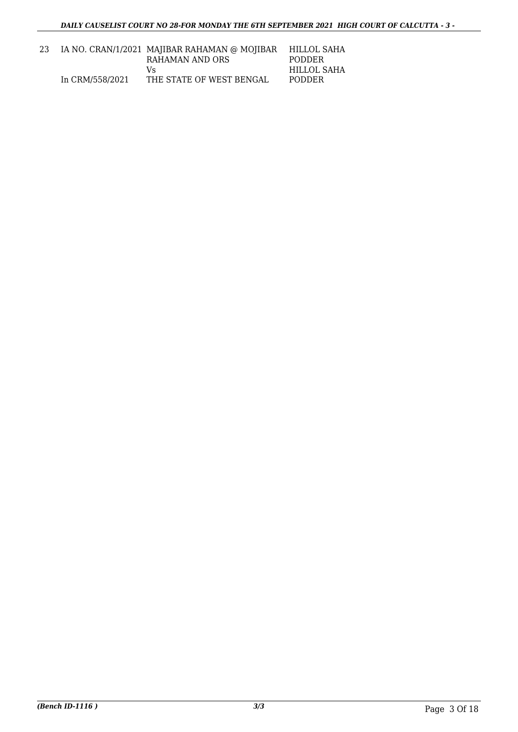| | | | |
|---|---|---|---|
| 23 | IA NO. CRAN/1/2021<br>In CRM/558/2021 | MAJIBAR RAHAMAN @ MOJIBAR RAHAMAN AND ORS<br>Vs<br>THE STATE OF WEST BENGAL | HILLOL SAHA PODDER<br>HILLOL SAHA PODDER |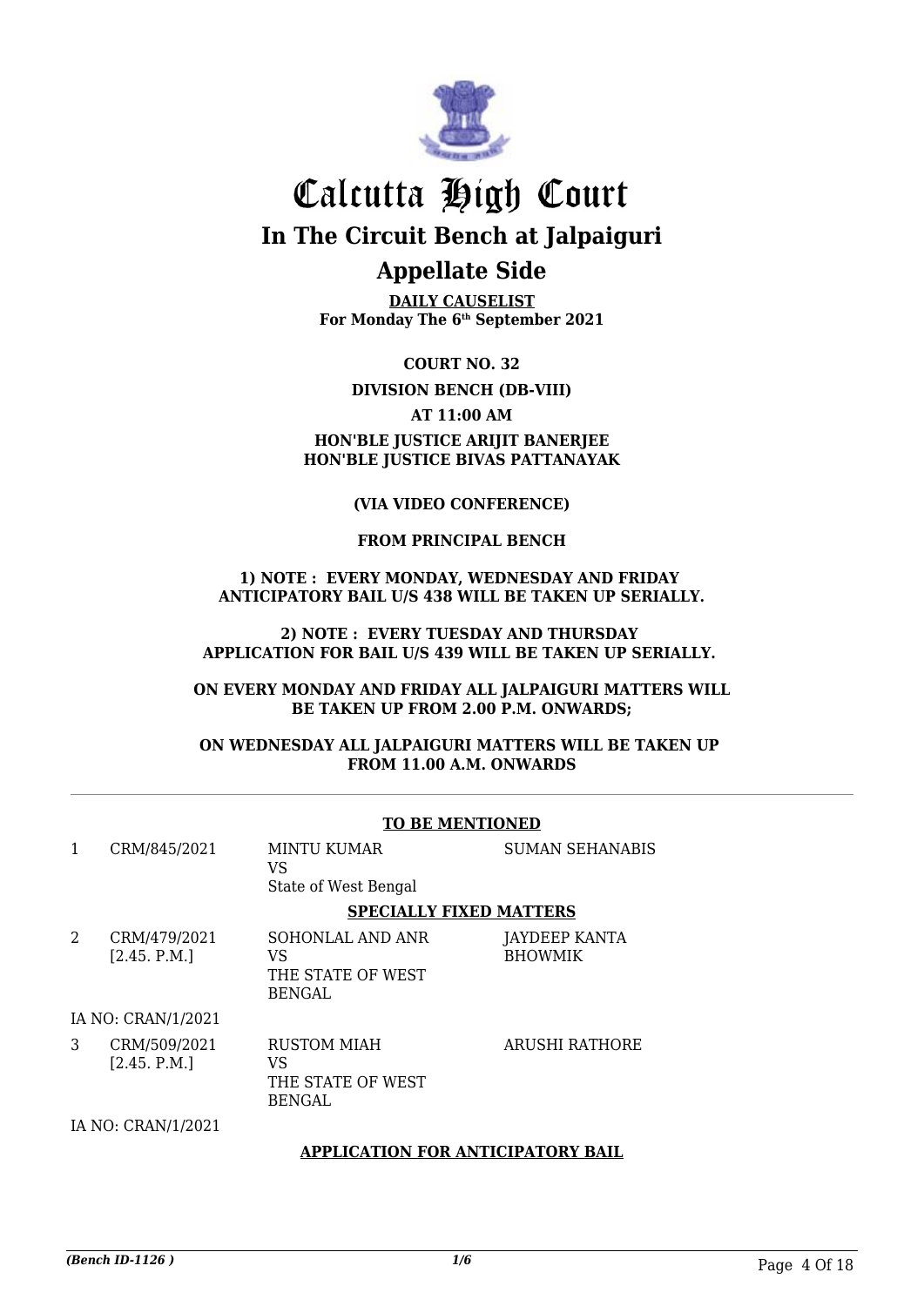# Calcutta High Court

## In The Circuit Bench at Jalpaiguri

## Appellate Side

**DAILY CAUSELIST**
**For Monday The 6th September 2021**

**COURT NO. 32**

**DIVISION BENCH (DB-VIII)**

**AT 11:00 AM**

**HON'BLE JUSTICE ARIJIT BANERJEE**
**HON'BLE JUSTICE BIVAS PATTANAYAK**

**(VIA VIDEO CONFERENCE)**

**FROM PRINCIPAL BENCH**

**1) NOTE : EVERY MONDAY, WEDNESDAY AND FRIDAY ANTICIPATORY BAIL U/S 438 WILL BE TAKEN UP SERIALLY.**

**2) NOTE : EVERY TUESDAY AND THURSDAY APPLICATION FOR BAIL U/S 439 WILL BE TAKEN UP SERIALLY.**

**ON EVERY MONDAY AND FRIDAY ALL JALPAIGURI MATTERS WILL BE TAKEN UP FROM 2.00 P.M. ONWARDS;**

**ON WEDNESDAY ALL JALPAIGURI MATTERS WILL BE TAKEN UP FROM 11.00 A.M. ONWARDS**

---

**TO BE MENTIONED**

| | | | |
|---|---|---|---|
| 1 | CRM/845/2021 | MINTU KUMAR<br>VS<br>State of West Bengal | SUMAN SEHANABIS |

**SPECIALLY FIXED MATTERS**

| | | | |
|---|---|---|---|
| 2 | CRM/479/2021<br>[2.45. P.M.] | SOHONLAL AND ANR<br>VS<br>THE STATE OF WEST BENGAL | JAYDEEP KANTA BHOWMIK |
| | IA NO: CRAN/1/2021 | | |
| 3 | CRM/509/2021<br>[2.45. P.M.] | RUSTOM MIAH<br>VS<br>THE STATE OF WEST BENGAL | ARUSHI RATHORE |
| | IA NO: CRAN/1/2021 | | |

**APPLICATION FOR ANTICIPATORY BAIL**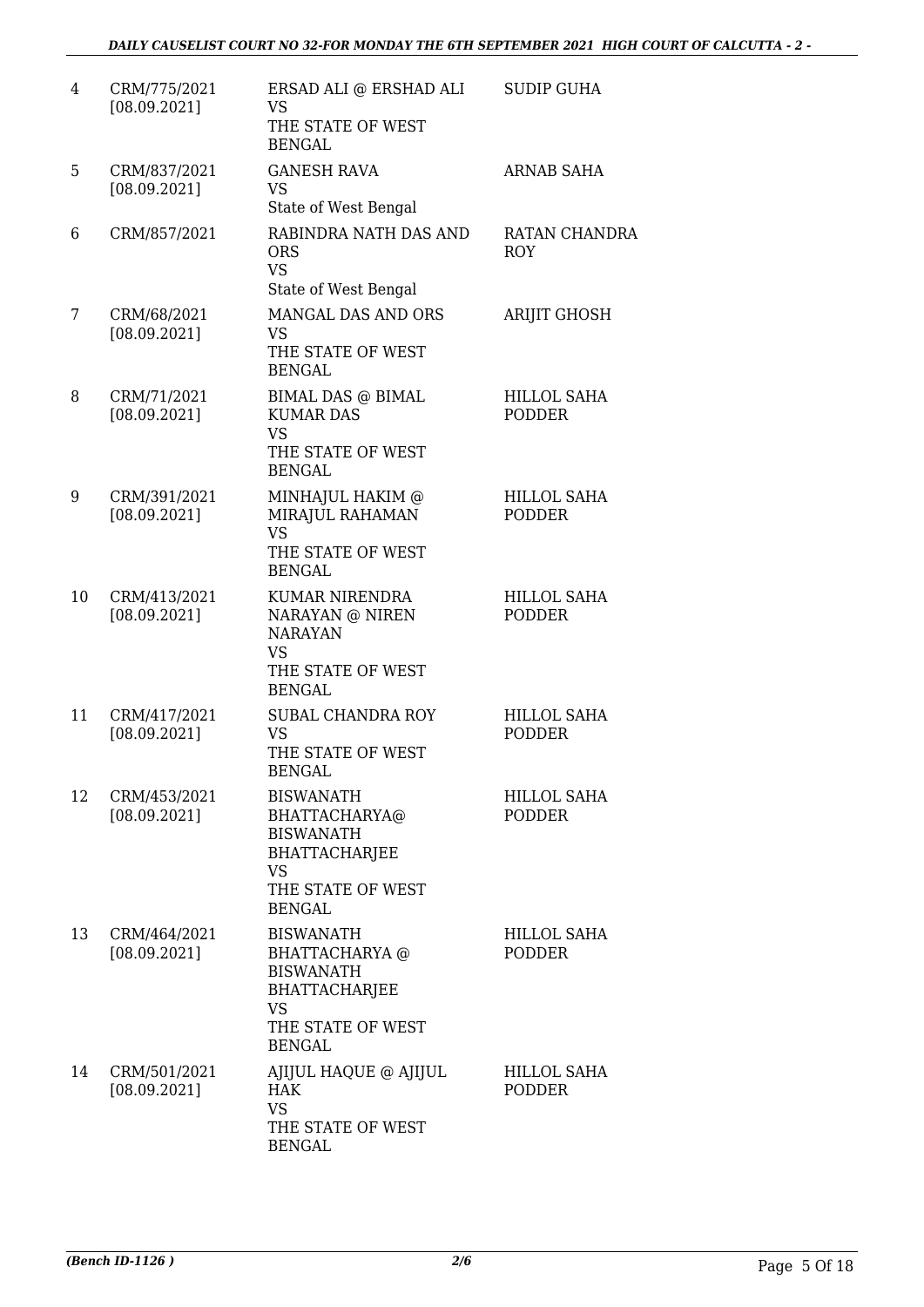| | | | |
|---|---|---|---|
| 4 | CRM/775/2021 [08.09.2021] | ERSAD ALI @ ERSHAD ALI VS THE STATE OF WEST BENGAL | SUDIP GUHA |
| 5 | CRM/837/2021 [08.09.2021] | GANESH RAVA VS State of West Bengal | ARNAB SAHA |
| 6 | CRM/857/2021 | RABINDRA NATH DAS AND ORS VS State of West Bengal | RATAN CHANDRA ROY |
| 7 | CRM/68/2021 [08.09.2021] | MANGAL DAS AND ORS VS THE STATE OF WEST BENGAL | ARIJIT GHOSH |
| 8 | CRM/71/2021 [08.09.2021] | BIMAL DAS @ BIMAL KUMAR DAS VS THE STATE OF WEST BENGAL | HILLOL SAHA PODDER |
| 9 | CRM/391/2021 [08.09.2021] | MINHAJUL HAKIM @ MIRAJUL RAHAMAN VS THE STATE OF WEST BENGAL | HILLOL SAHA PODDER |
| 10 | CRM/413/2021 [08.09.2021] | KUMAR NIRENDRA NARAYAN @ NIREN NARAYAN VS THE STATE OF WEST BENGAL | HILLOL SAHA PODDER |
| 11 | CRM/417/2021 [08.09.2021] | SUBAL CHANDRA ROY VS THE STATE OF WEST BENGAL | HILLOL SAHA PODDER |
| 12 | CRM/453/2021 [08.09.2021] | BISWANATH BHATTACHARYA@ BISWANATH BHATTACHARJEE VS THE STATE OF WEST BENGAL | HILLOL SAHA PODDER |
| 13 | CRM/464/2021 [08.09.2021] | BISWANATH BHATTACHARYA @ BISWANATH BHATTACHARJEE VS THE STATE OF WEST BENGAL | HILLOL SAHA PODDER |
| 14 | CRM/501/2021 [08.09.2021] | AJIJUL HAQUE @ AJIJUL HAK VS THE STATE OF WEST BENGAL | HILLOL SAHA PODDER |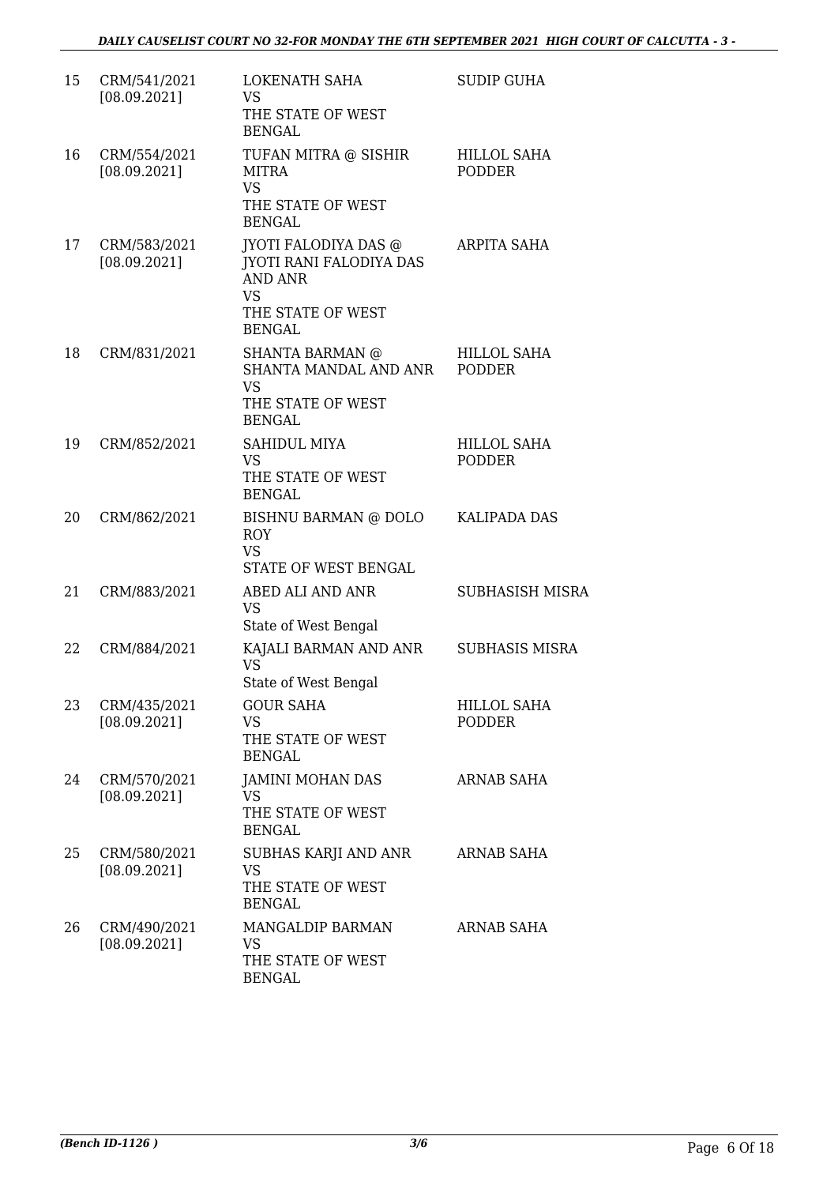| | | | |
|---|---|---|---|
| 15 | CRM/541/2021 [08.09.2021] | LOKENATH SAHA VS THE STATE OF WEST BENGAL | SUDIP GUHA |
| 16 | CRM/554/2021 [08.09.2021] | TUFAN MITRA @ SISHIR MITRA VS THE STATE OF WEST BENGAL | HILLOL SAHA PODDER |
| 17 | CRM/583/2021 [08.09.2021] | JYOTI FALODIYA DAS @ JYOTI RANI FALODIYA DAS AND ANR VS THE STATE OF WEST BENGAL | ARPITA SAHA |
| 18 | CRM/831/2021 | SHANTA BARMAN @ SHANTA MANDAL AND ANR VS THE STATE OF WEST BENGAL | HILLOL SAHA PODDER |
| 19 | CRM/852/2021 | SAHIDUL MIYA VS THE STATE OF WEST BENGAL | HILLOL SAHA PODDER |
| 20 | CRM/862/2021 | BISHNU BARMAN @ DOLO ROY VS STATE OF WEST BENGAL | KALIPADA DAS |
| 21 | CRM/883/2021 | ABED ALI AND ANR VS State of West Bengal | SUBHASISH MISRA |
| 22 | CRM/884/2021 | KAJALI BARMAN AND ANR VS State of West Bengal | SUBHASIS MISRA |
| 23 | CRM/435/2021 [08.09.2021] | GOUR SAHA VS THE STATE OF WEST BENGAL | HILLOL SAHA PODDER |
| 24 | CRM/570/2021 [08.09.2021] | JAMINI MOHAN DAS VS THE STATE OF WEST BENGAL | ARNAB SAHA |
| 25 | CRM/580/2021 [08.09.2021] | SUBHAS KARJI AND ANR VS THE STATE OF WEST BENGAL | ARNAB SAHA |
| 26 | CRM/490/2021 [08.09.2021] | MANGALDIP BARMAN VS THE STATE OF WEST BENGAL | ARNAB SAHA |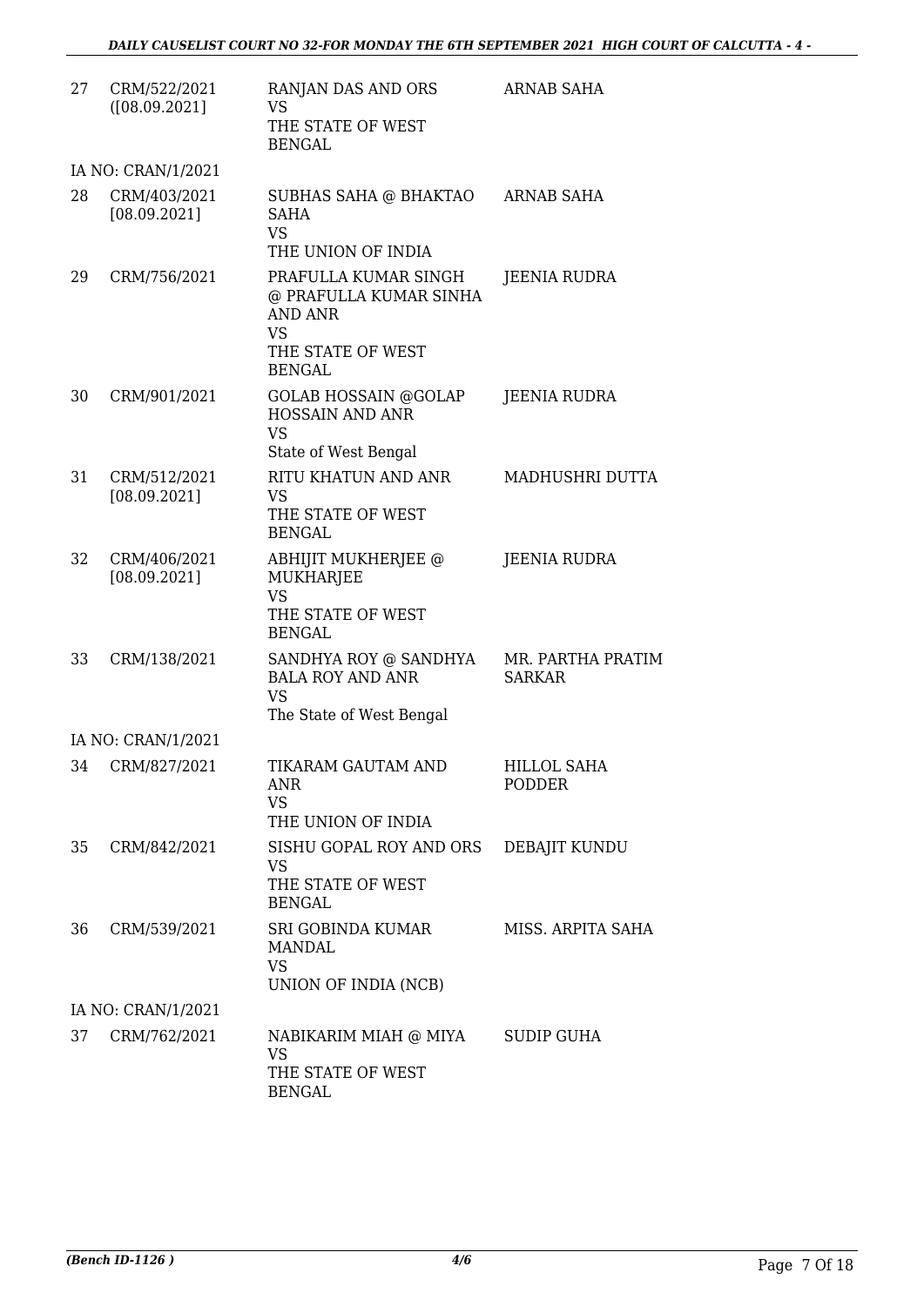| | | | |
|---|---|---|---|
| 27 | CRM/522/2021 ([08.09.2021] | RANJAN DAS AND ORS<br>VS<br>THE STATE OF WEST BENGAL | ARNAB SAHA |
| | IA NO: CRAN/1/2021 | | |
| 28 | CRM/403/2021 [08.09.2021] | SUBHAS SAHA @ BHAKTAO SAHA<br>VS<br>THE UNION OF INDIA | ARNAB SAHA |
| 29 | CRM/756/2021 | PRAFULLA KUMAR SINGH @ PRAFULLA KUMAR SINHA AND ANR<br>VS<br>THE STATE OF WEST BENGAL | JEENIA RUDRA |
| 30 | CRM/901/2021 | GOLAB HOSSAIN @GOLAP HOSSAIN AND ANR<br>VS<br>State of West Bengal | JEENIA RUDRA |
| 31 | CRM/512/2021 [08.09.2021] | RITU KHATUN AND ANR<br>VS<br>THE STATE OF WEST BENGAL | MADHUSHRI DUTTA |
| 32 | CRM/406/2021 [08.09.2021] | ABHIJIT MUKHERJEE @ MUKHARJEE<br>VS<br>THE STATE OF WEST BENGAL | JEENIA RUDRA |
| 33 | CRM/138/2021 | SANDHYA ROY @ SANDHYA BALA ROY AND ANR<br>VS<br>The State of West Bengal | MR. PARTHA PRATIM SARKAR |
| | IA NO: CRAN/1/2021 | | |
| 34 | CRM/827/2021 | TIKARAM GAUTAM AND ANR<br>VS<br>THE UNION OF INDIA | HILLOL SAHA PODDER |
| 35 | CRM/842/2021 | SISHU GOPAL ROY AND ORS<br>VS<br>THE STATE OF WEST BENGAL | DEBAJIT KUNDU |
| 36 | CRM/539/2021 | SRI GOBINDA KUMAR MANDAL<br>VS<br>UNION OF INDIA (NCB) | MISS. ARPITA SAHA |
| | IA NO: CRAN/1/2021 | | |
| 37 | CRM/762/2021 | NABIKARIM MIAH @ MIYA<br>VS<br>THE STATE OF WEST BENGAL | SUDIP GUHA |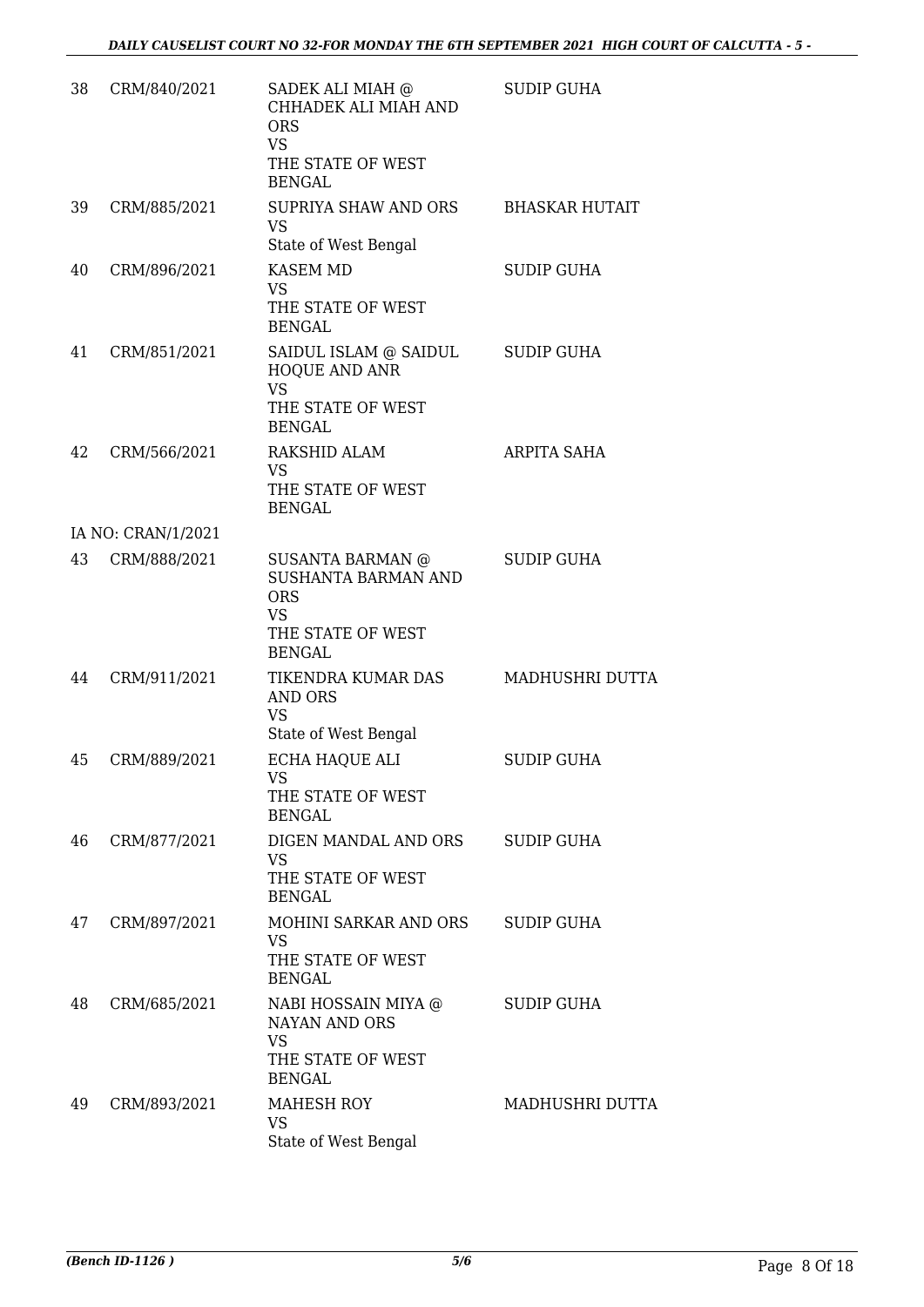| | | | |
|---|---|---|---|
| 38 | CRM/840/2021 | SADEK ALI MIAH @ CHHADEK ALI MIAH AND ORS<br>VS<br>THE STATE OF WEST BENGAL | SUDIP GUHA |
| 39 | CRM/885/2021 | SUPRIYA SHAW AND ORS<br>VS<br>State of West Bengal | BHASKAR HUTAIT |
| 40 | CRM/896/2021 | KASEM MD<br>VS<br>THE STATE OF WEST BENGAL | SUDIP GUHA |
| 41 | CRM/851/2021 | SAIDUL ISLAM @ SAIDUL HOQUE AND ANR<br>VS<br>THE STATE OF WEST BENGAL | SUDIP GUHA |
| 42 | CRM/566/2021 | RAKSHID ALAM<br>VS<br>THE STATE OF WEST BENGAL | ARPITA SAHA |
| | IA NO: CRAN/1/2021 | | |
| 43 | CRM/888/2021 | SUSANTA BARMAN @ SUSHANTA BARMAN AND ORS<br>VS<br>THE STATE OF WEST BENGAL | SUDIP GUHA |
| 44 | CRM/911/2021 | TIKENDRA KUMAR DAS AND ORS<br>VS<br>State of West Bengal | MADHUSHRI DUTTA |
| 45 | CRM/889/2021 | ECHA HAQUE ALI<br>VS<br>THE STATE OF WEST BENGAL | SUDIP GUHA |
| 46 | CRM/877/2021 | DIGEN MANDAL AND ORS<br>VS<br>THE STATE OF WEST BENGAL | SUDIP GUHA |
| 47 | CRM/897/2021 | MOHINI SARKAR AND ORS<br>VS<br>THE STATE OF WEST BENGAL | SUDIP GUHA |
| 48 | CRM/685/2021 | NABI HOSSAIN MIYA @ NAYAN AND ORS<br>VS<br>THE STATE OF WEST BENGAL | SUDIP GUHA |
| 49 | CRM/893/2021 | MAHESH ROY<br>VS<br>State of West Bengal | MADHUSHRI DUTTA |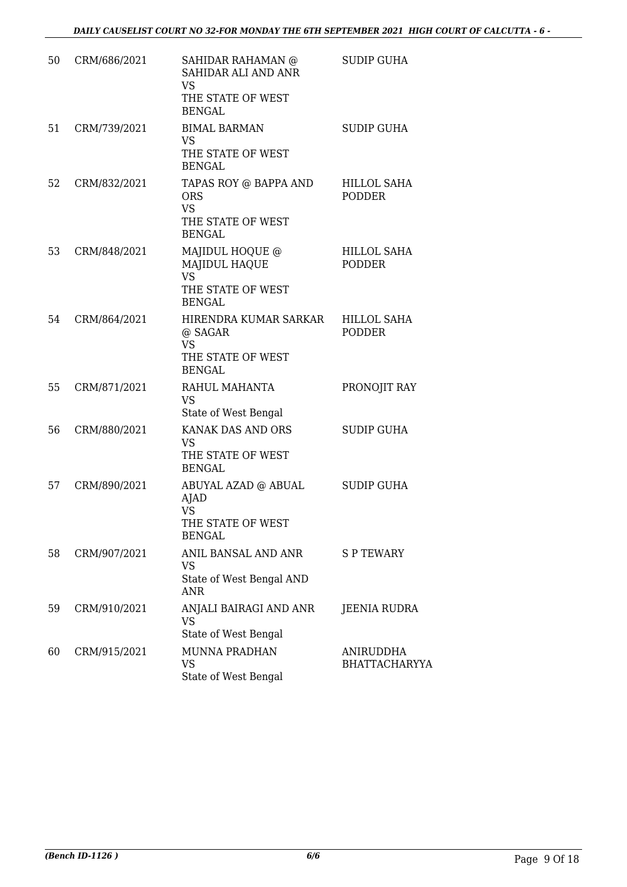| 50 | CRM/686/2021 | SAHIDAR RAHAMAN @ SAHIDAR ALI AND ANR VS THE STATE OF WEST BENGAL | SUDIP GUHA |
|---|---|---|---|
| 51 | CRM/739/2021 | BIMAL BARMAN VS THE STATE OF WEST BENGAL | SUDIP GUHA |
| 52 | CRM/832/2021 | TAPAS ROY @ BAPPA AND ORS VS THE STATE OF WEST BENGAL | HILLOL SAHA PODDER |
| 53 | CRM/848/2021 | MAJIDUL HOQUE @ MAJIDUL HAQUE VS THE STATE OF WEST BENGAL | HILLOL SAHA PODDER |
| 54 | CRM/864/2021 | HIRENDRA KUMAR SARKAR @ SAGAR VS THE STATE OF WEST BENGAL | HILLOL SAHA PODDER |
| 55 | CRM/871/2021 | RAHUL MAHANTA VS State of West Bengal | PRONOJIT RAY |
| 56 | CRM/880/2021 | KANAK DAS AND ORS VS THE STATE OF WEST BENGAL | SUDIP GUHA |
| 57 | CRM/890/2021 | ABUYAL AZAD @ ABUAL AJAD VS THE STATE OF WEST BENGAL | SUDIP GUHA |
| 58 | CRM/907/2021 | ANIL BANSAL AND ANR VS State of West Bengal AND ANR | S P TEWARY |
| 59 | CRM/910/2021 | ANJALI BAIRAGI AND ANR VS State of West Bengal | JEENIA RUDRA |
| 60 | CRM/915/2021 | MUNNA PRADHAN VS State of West Bengal | ANIRUDDHA BHATTACHARYYA |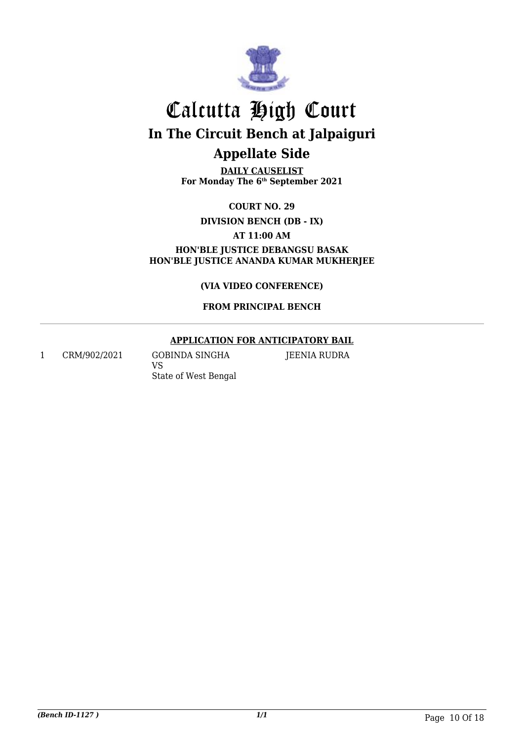# Calcutta High Court

## In The Circuit Bench at Jalpaiguri

## Appellate Side

**DAILY CAUSELIST**
**For Monday The 6th September 2021**

**COURT NO. 29**

**DIVISION BENCH (DB - IX)**

**AT 11:00 AM**

**HON'BLE JUSTICE DEBANGSU BASAK**
**HON'BLE JUSTICE ANANDA KUMAR MUKHERJEE**

**(VIA VIDEO CONFERENCE)**

**FROM PRINCIPAL BENCH**

**APPLICATION FOR ANTICIPATORY BAIL**

| | | | |
|---|---|---|---|
| 1 | CRM/902/2021 | GOBINDA SINGHA<br>VS<br>State of West Bengal | JEENIA RUDRA |

*(Bench ID-1127 )*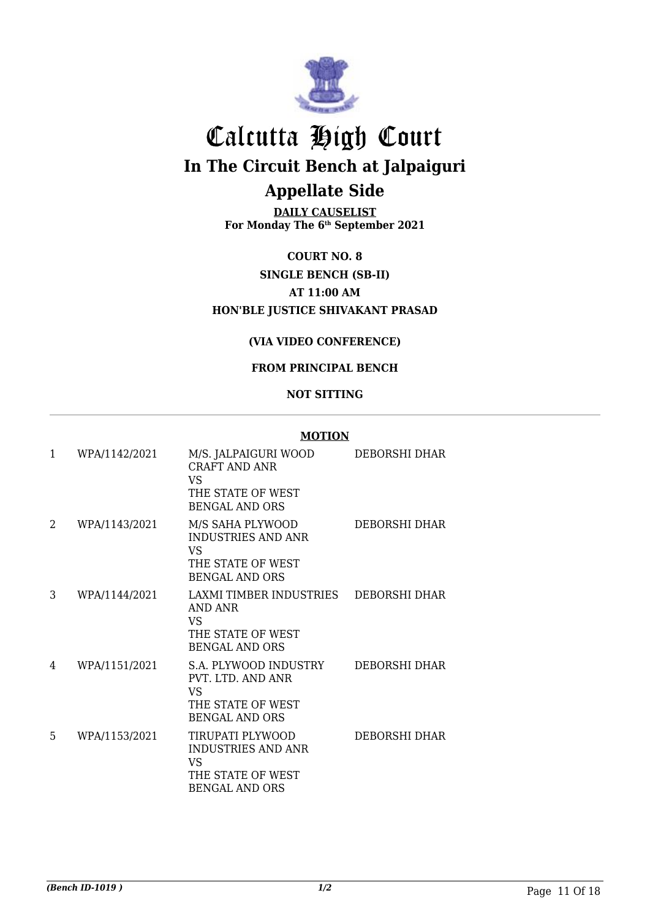# Calcutta High Court

## In The Circuit Bench at Jalpaiguri

## Appellate Side

**DAILY CAUSELIST**
**For Monday The 6th September 2021**

**COURT NO. 8**

**SINGLE BENCH (SB-II)**

**AT 11:00 AM**

**HON'BLE JUSTICE SHIVAKANT PRASAD**

**(VIA VIDEO CONFERENCE)**

**FROM PRINCIPAL BENCH**

**NOT SITTING**

**MOTION**

| | | | |
|---|---|---|---|
| 1 | WPA/1142/2021 | M/S. JALPAIGURI WOOD CRAFT AND ANR VS THE STATE OF WEST BENGAL AND ORS | DEBORSHI DHAR |
| 2 | WPA/1143/2021 | M/S SAHA PLYWOOD INDUSTRIES AND ANR VS THE STATE OF WEST BENGAL AND ORS | DEBORSHI DHAR |
| 3 | WPA/1144/2021 | LAXMI TIMBER INDUSTRIES AND ANR VS THE STATE OF WEST BENGAL AND ORS | DEBORSHI DHAR |
| 4 | WPA/1151/2021 | S.A. PLYWOOD INDUSTRY PVT. LTD. AND ANR VS THE STATE OF WEST BENGAL AND ORS | DEBORSHI DHAR |
| 5 | WPA/1153/2021 | TIRUPATI PLYWOOD INDUSTRIES AND ANR VS THE STATE OF WEST BENGAL AND ORS | DEBORSHI DHAR |

*(Bench ID-1019 )* 1/2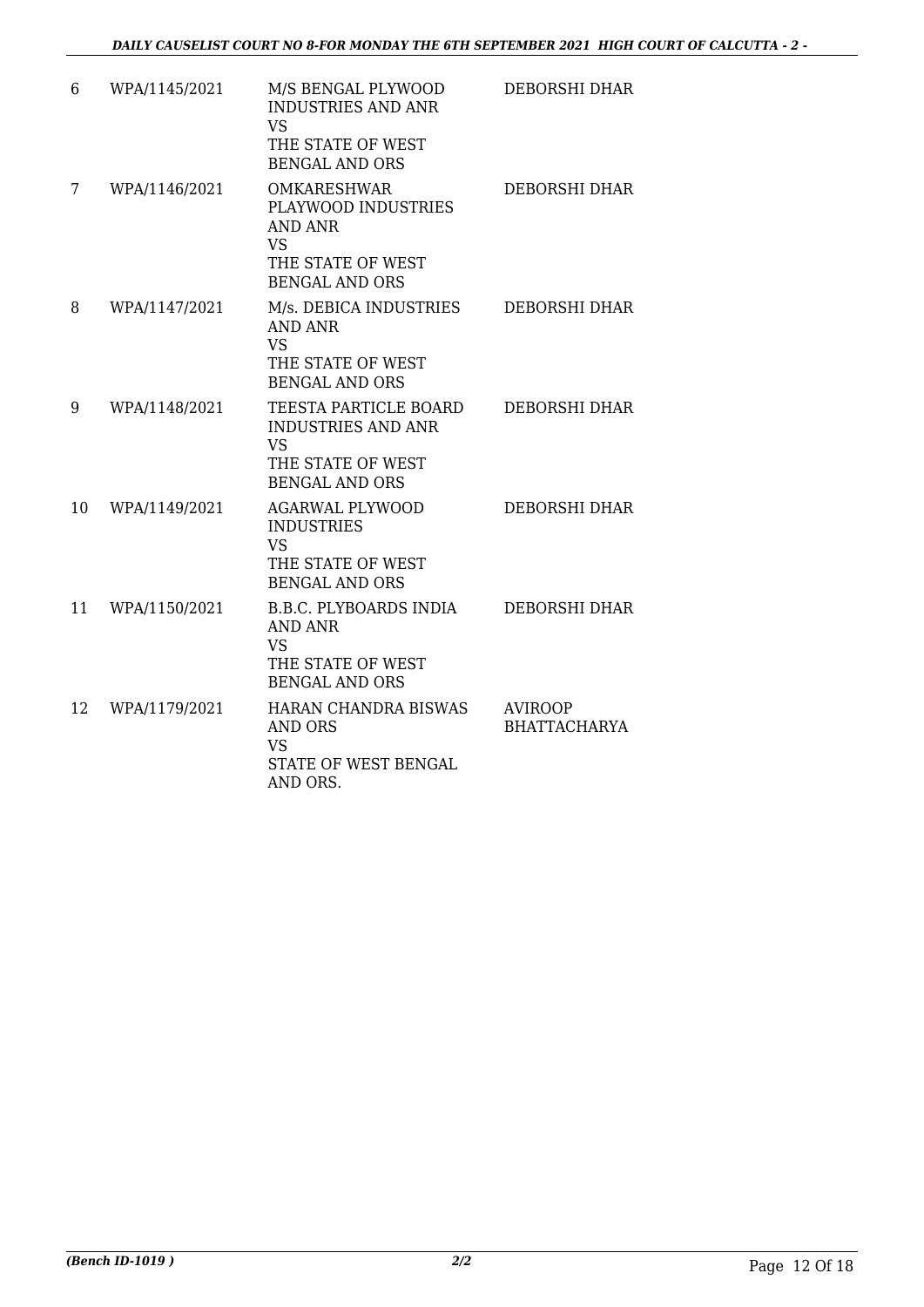| | | | |
|---|---|---|---|
| 6 | WPA/1145/2021 | M/S BENGAL PLYWOOD INDUSTRIES AND ANR VS THE STATE OF WEST BENGAL AND ORS | DEBORSHI DHAR |
| 7 | WPA/1146/2021 | OMKARESHWAR PLAYWOOD INDUSTRIES AND ANR VS THE STATE OF WEST BENGAL AND ORS | DEBORSHI DHAR |
| 8 | WPA/1147/2021 | M/s. DEBICA INDUSTRIES AND ANR VS THE STATE OF WEST BENGAL AND ORS | DEBORSHI DHAR |
| 9 | WPA/1148/2021 | TEESTA PARTICLE BOARD INDUSTRIES AND ANR VS THE STATE OF WEST BENGAL AND ORS | DEBORSHI DHAR |
| 10 | WPA/1149/2021 | AGARWAL PLYWOOD INDUSTRIES VS THE STATE OF WEST BENGAL AND ORS | DEBORSHI DHAR |
| 11 | WPA/1150/2021 | B.B.C. PLYBOARDS INDIA AND ANR VS THE STATE OF WEST BENGAL AND ORS | DEBORSHI DHAR |
| 12 | WPA/1179/2021 | HARAN CHANDRA BISWAS AND ORS VS STATE OF WEST BENGAL AND ORS. | AVIROOP BHATTACHARYA |

*(Bench ID-1019 )* 2/2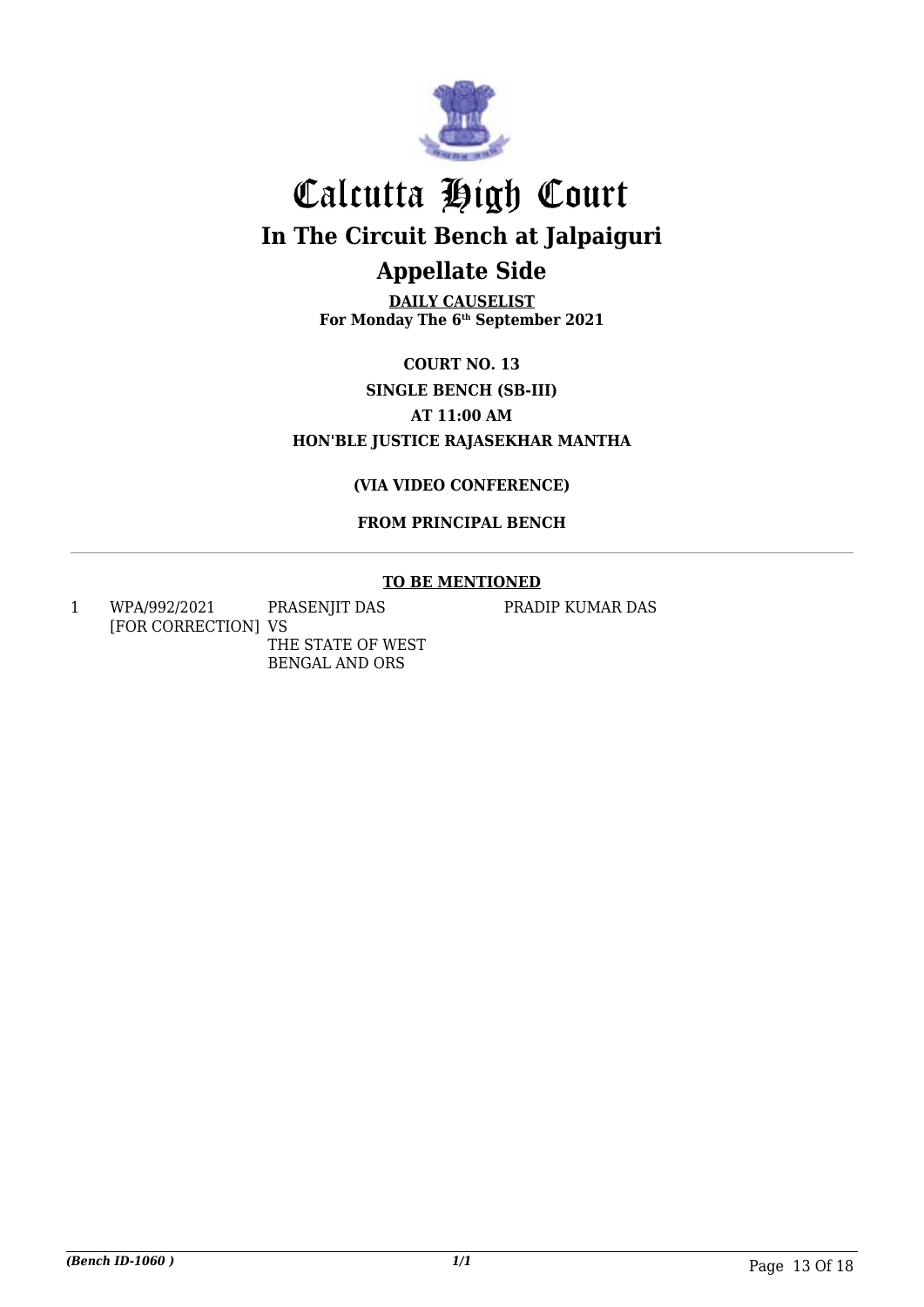# Calcutta High Court

## In The Circuit Bench at Jalpaiguri

## Appellate Side

**DAILY CAUSELIST**
**For Monday The 6th September 2021**

**COURT NO. 13**
**SINGLE BENCH (SB-III)**
**AT 11:00 AM**
**HON'BLE JUSTICE RAJASEKHAR MANTHA**

**(VIA VIDEO CONFERENCE)**

**FROM PRINCIPAL BENCH**

**TO BE MENTIONED**

| | | | |
|---|---|---|---|
| 1 | WPA/992/2021 [FOR CORRECTION] | PRASENJIT DAS VS THE STATE OF WEST BENGAL AND ORS | PRADIP KUMAR DAS |

*(Bench ID-1060 )*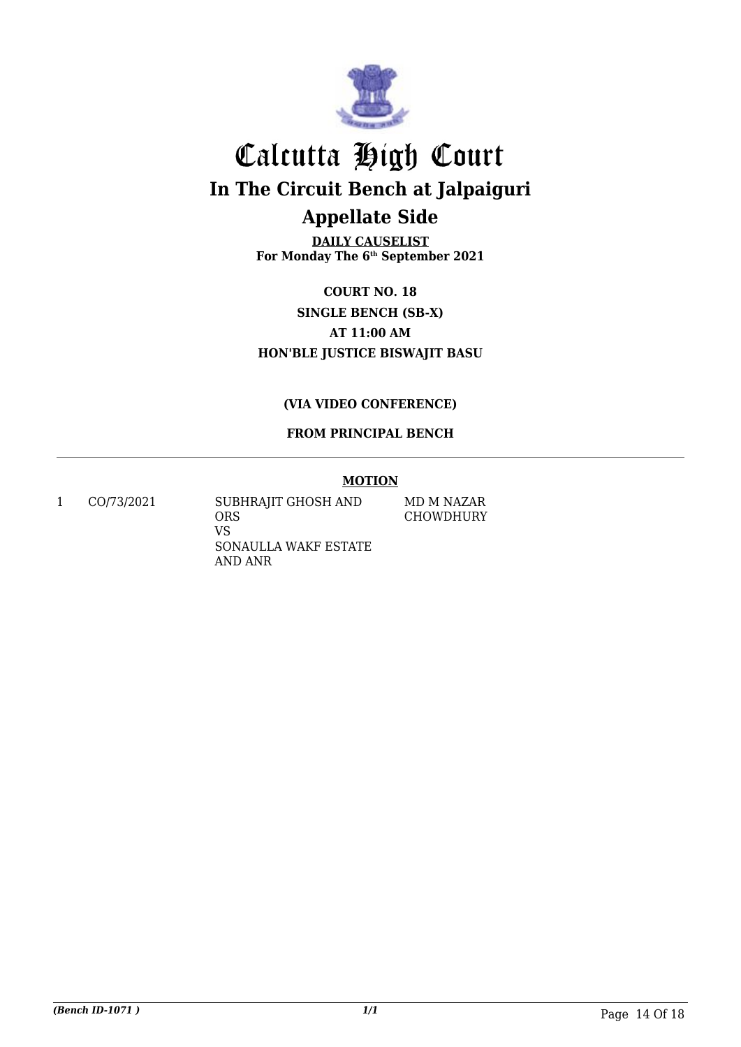# Calcutta High Court

## In The Circuit Bench at Jalpaiguri

## Appellate Side

**DAILY CAUSELIST**
**For Monday The 6th September 2021**

**COURT NO. 18**
**SINGLE BENCH (SB-X)**
**AT 11:00 AM**
**HON'BLE JUSTICE BISWAJIT BASU**

**(VIA VIDEO CONFERENCE)**

**FROM PRINCIPAL BENCH**

**MOTION**

| | | | |
|---|---|---|---|
| 1 | CO/73/2021 | SUBHRAJIT GHOSH AND ORS<br>VS<br>SONAULLA WAKF ESTATE AND ANR | MD M NAZAR CHOWDHURY |

*(Bench ID-1071 )*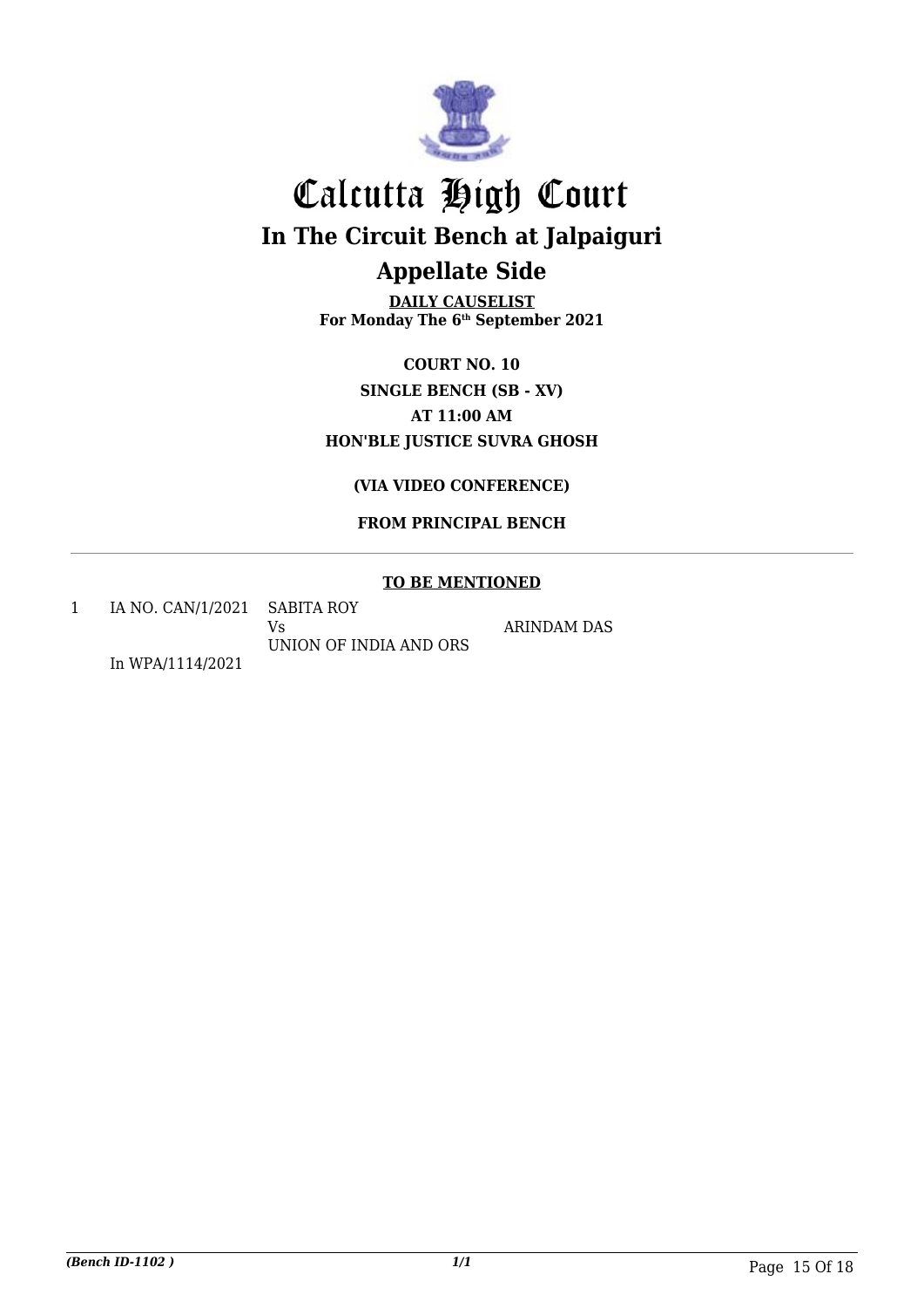# Calcutta High Court

## In The Circuit Bench at Jalpaiguri

## Appellate Side

**DAILY CAUSELIST**
**For Monday The 6th September 2021**

**COURT NO. 10**
**SINGLE BENCH (SB - XV)**
**AT 11:00 AM**
**HON'BLE JUSTICE SUVRA GHOSH**

**(VIA VIDEO CONFERENCE)**

**FROM PRINCIPAL BENCH**

---

**TO BE MENTIONED**

| | | | |
|---|---|---|---|
| 1 | IA NO. CAN/1/2021<br>In WPA/1114/2021 | SABITA ROY<br>Vs<br>UNION OF INDIA AND ORS | ARINDAM DAS |

*(Bench ID-1102 )*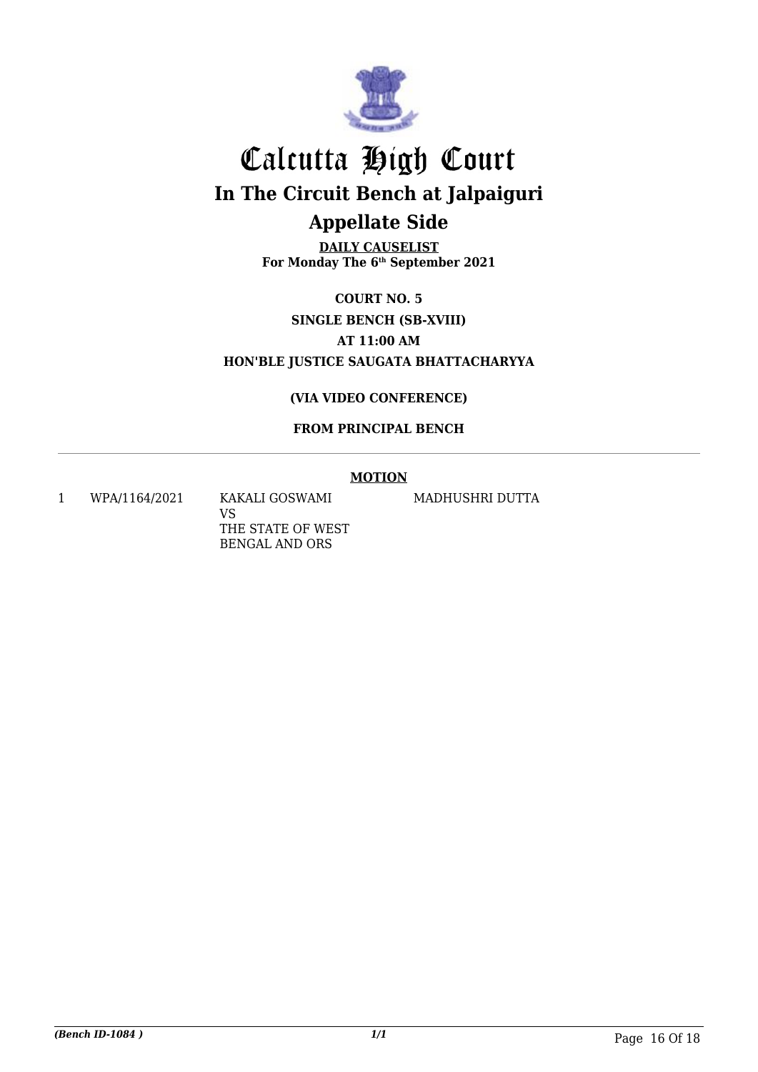# Calcutta High Court

## In The Circuit Bench at Jalpaiguri

## Appellate Side

**DAILY CAUSELIST**
**For Monday The 6th September 2021**

**COURT NO. 5**

**SINGLE BENCH (SB-XVIII)**

**AT 11:00 AM**

**HON'BLE JUSTICE SAUGATA BHATTACHARYYA**

**(VIA VIDEO CONFERENCE)**

**FROM PRINCIPAL BENCH**

**MOTION**

| | | | |
|---|---|---|---|
| 1 | WPA/1164/2021 | KAKALI GOSWAMI<br>VS<br>THE STATE OF WEST BENGAL AND ORS | MADHUSHRI DUTTA |

*(Bench ID-1084 )*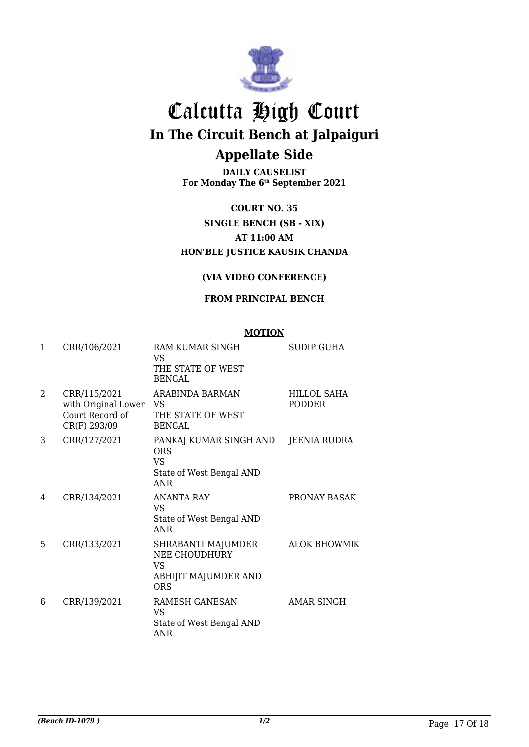# Calcutta High Court

## In The Circuit Bench at Jalpaiguri

## Appellate Side

**DAILY CAUSELIST**
**For Monday The 6th September 2021**

**COURT NO. 35**
**SINGLE BENCH (SB - XIX)**
**AT 11:00 AM**
**HON'BLE JUSTICE KAUSIK CHANDA**

**(VIA VIDEO CONFERENCE)**

**FROM PRINCIPAL BENCH**

**MOTION**

| | | | |
|---|---|---|---|
| 1 | CRR/106/2021 | RAM KUMAR SINGH VS THE STATE OF WEST BENGAL | SUDIP GUHA |
| 2 | CRR/115/2021 with Original Lower Court Record of CR(F) 293/09 | ARABINDA BARMAN VS THE STATE OF WEST BENGAL | HILLOL SAHA PODDER |
| 3 | CRR/127/2021 | PANKAJ KUMAR SINGH AND ORS VS State of West Bengal AND ANR | JEENIA RUDRA |
| 4 | CRR/134/2021 | ANANTA RAY VS State of West Bengal AND ANR | PRONAY BASAK |
| 5 | CRR/133/2021 | SHRABANTI MAJUMDER NEE CHOUDHURY VS ABHIJIT MAJUMDER AND ORS | ALOK BHOWMIK |
| 6 | CRR/139/2021 | RAMESH GANESAN VS State of West Bengal AND ANR | AMAR SINGH |

*(Bench ID-1079 )* 1/2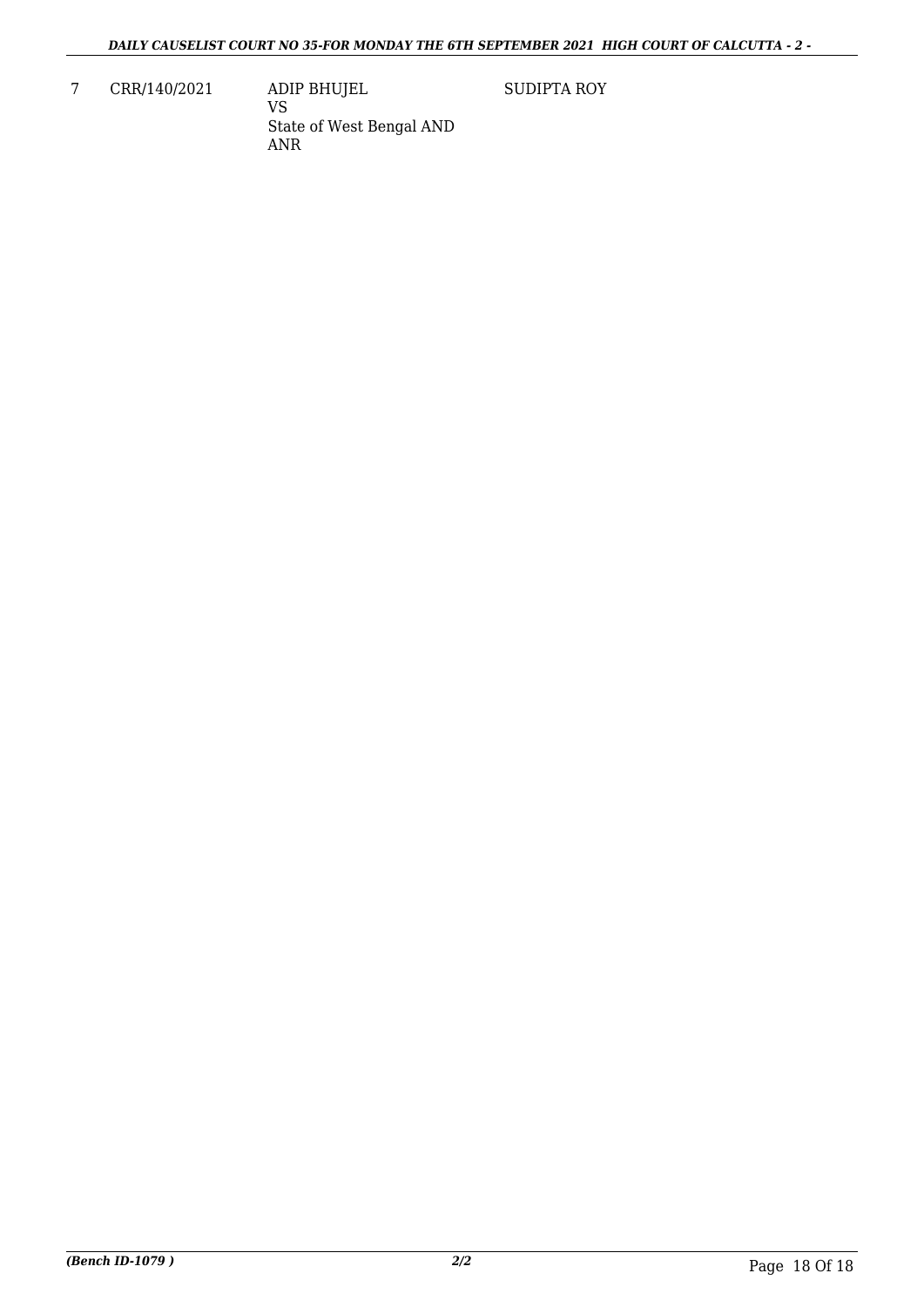| | | | |
|---|---|---|---|
| 7 | CRR/140/2021 | ADIP BHUJEL<br>VS<br>State of West Bengal AND ANR | SUDIPTA ROY |

*(Bench ID-1079 )* *2/2*